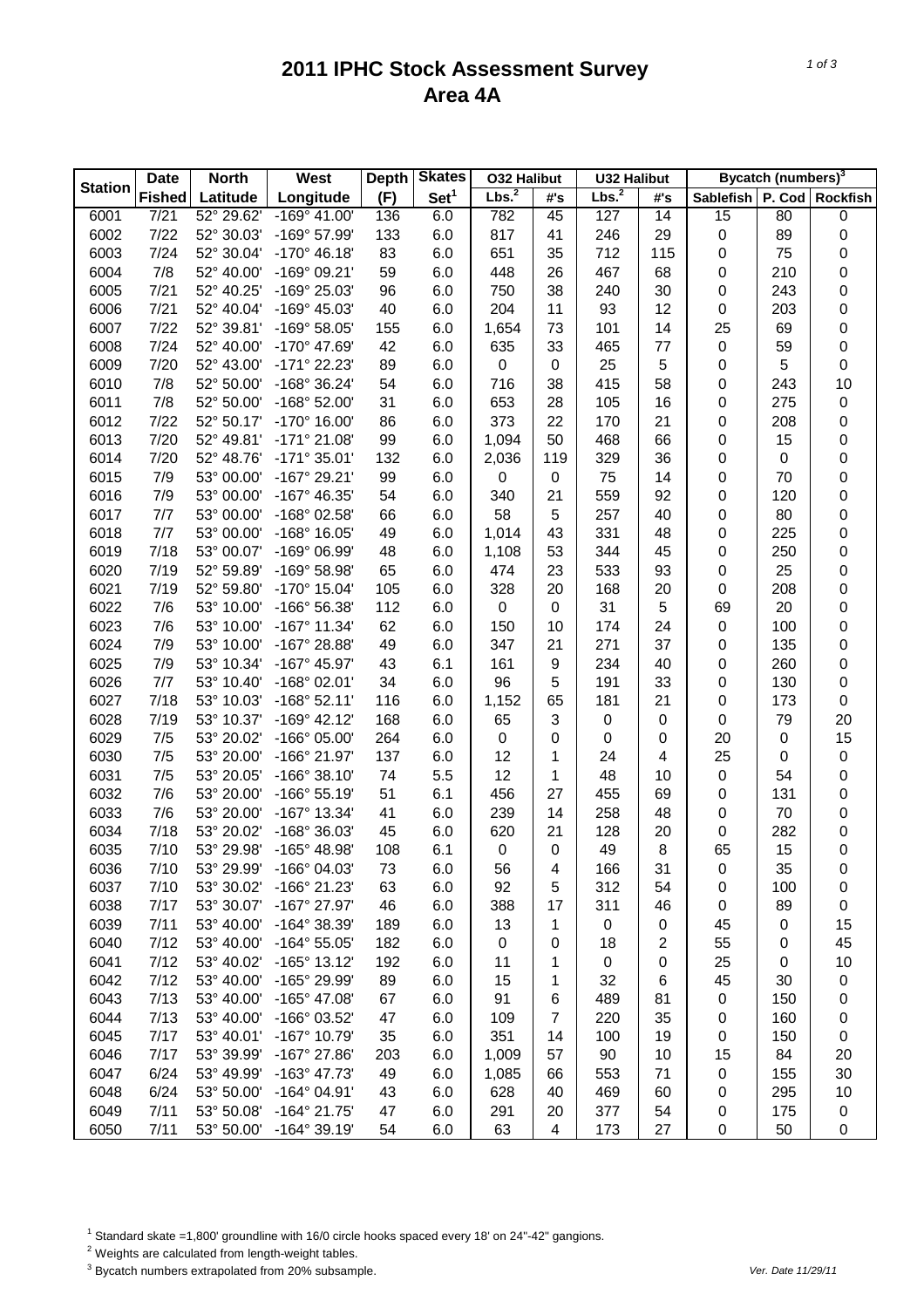# 2011 IPHC Stock Assessment Survey
## Area 4A

| Station | Date Fished | North Latitude | West Longitude | Depth (F) | Skates Set[1] | O32 Halibut Lbs.[2] | O32 Halibut #'s | U32 Halibut Lbs.[2] | U32 Halibut #'s | Bycatch (numbers)[3] Sablefish | P. Cod | Rockfish |
|---|---|---|---|---|---|---|---|---|---|---|---|---|
| 6001 | 7/21 | 52° 29.62' | -169° 41.00' | 136 | 6.0 | 782 | 45 | 127 | 14 | 15 | 80 | 0 |
| 6002 | 7/22 | 52° 30.03' | -169° 57.99' | 133 | 6.0 | 817 | 41 | 246 | 29 | 0 | 89 | 0 |
| 6003 | 7/24 | 52° 30.04' | -170° 46.18' | 83 | 6.0 | 651 | 35 | 712 | 115 | 0 | 75 | 0 |
| 6004 | 7/8 | 52° 40.00' | -169° 09.21' | 59 | 6.0 | 448 | 26 | 467 | 68 | 0 | 210 | 0 |
| 6005 | 7/21 | 52° 40.25' | -169° 25.03' | 96 | 6.0 | 750 | 38 | 240 | 30 | 0 | 243 | 0 |
| 6006 | 7/21 | 52° 40.04' | -169° 45.03' | 40 | 6.0 | 204 | 11 | 93 | 12 | 0 | 203 | 0 |
| 6007 | 7/22 | 52° 39.81' | -169° 58.05' | 155 | 6.0 | 1,654 | 73 | 101 | 14 | 25 | 69 | 0 |
| 6008 | 7/24 | 52° 40.00' | -170° 47.69' | 42 | 6.0 | 635 | 33 | 465 | 77 | 0 | 59 | 0 |
| 6009 | 7/20 | 52° 43.00' | -171° 22.23' | 89 | 6.0 | 0 | 0 | 25 | 5 | 0 | 5 | 0 |
| 6010 | 7/8 | 52° 50.00' | -168° 36.24' | 54 | 6.0 | 716 | 38 | 415 | 58 | 0 | 243 | 10 |
| 6011 | 7/8 | 52° 50.00' | -168° 52.00' | 31 | 6.0 | 653 | 28 | 105 | 16 | 0 | 275 | 0 |
| 6012 | 7/22 | 52° 50.17' | -170° 16.00' | 86 | 6.0 | 373 | 22 | 170 | 21 | 0 | 208 | 0 |
| 6013 | 7/20 | 52° 49.81' | -171° 21.08' | 99 | 6.0 | 1,094 | 50 | 468 | 66 | 0 | 15 | 0 |
| 6014 | 7/20 | 52° 48.76' | -171° 35.01' | 132 | 6.0 | 2,036 | 119 | 329 | 36 | 0 | 0 | 0 |
| 6015 | 7/9 | 53° 00.00' | -167° 29.21' | 99 | 6.0 | 0 | 0 | 75 | 14 | 0 | 70 | 0 |
| 6016 | 7/9 | 53° 00.00' | -167° 46.35' | 54 | 6.0 | 340 | 21 | 559 | 92 | 0 | 120 | 0 |
| 6017 | 7/7 | 53° 00.00' | -168° 02.58' | 66 | 6.0 | 58 | 5 | 257 | 40 | 0 | 80 | 0 |
| 6018 | 7/7 | 53° 00.00' | -168° 16.05' | 49 | 6.0 | 1,014 | 43 | 331 | 48 | 0 | 225 | 0 |
| 6019 | 7/18 | 53° 00.07' | -169° 06.99' | 48 | 6.0 | 1,108 | 53 | 344 | 45 | 0 | 250 | 0 |
| 6020 | 7/19 | 52° 59.89' | -169° 58.98' | 65 | 6.0 | 474 | 23 | 533 | 93 | 0 | 25 | 0 |
| 6021 | 7/19 | 52° 59.80' | -170° 15.04' | 105 | 6.0 | 328 | 20 | 168 | 20 | 0 | 208 | 0 |
| 6022 | 7/6 | 53° 10.00' | -166° 56.38' | 112 | 6.0 | 0 | 0 | 31 | 5 | 69 | 20 | 0 |
| 6023 | 7/6 | 53° 10.00' | -167° 11.34' | 62 | 6.0 | 150 | 10 | 174 | 24 | 0 | 100 | 0 |
| 6024 | 7/9 | 53° 10.00' | -167° 28.88' | 49 | 6.0 | 347 | 21 | 271 | 37 | 0 | 135 | 0 |
| 6025 | 7/9 | 53° 10.34' | -167° 45.97' | 43 | 6.1 | 161 | 9 | 234 | 40 | 0 | 260 | 0 |
| 6026 | 7/7 | 53° 10.40' | -168° 02.01' | 34 | 6.0 | 96 | 5 | 191 | 33 | 0 | 130 | 0 |
| 6027 | 7/18 | 53° 10.03' | -168° 52.11' | 116 | 6.0 | 1,152 | 65 | 181 | 21 | 0 | 173 | 0 |
| 6028 | 7/19 | 53° 10.37' | -169° 42.12' | 168 | 6.0 | 65 | 3 | 0 | 0 | 0 | 79 | 20 |
| 6029 | 7/5 | 53° 20.02' | -166° 05.00' | 264 | 6.0 | 0 | 0 | 0 | 0 | 20 | 0 | 15 |
| 6030 | 7/5 | 53° 20.00' | -166° 21.97' | 137 | 6.0 | 12 | 1 | 24 | 4 | 25 | 0 | 0 |
| 6031 | 7/5 | 53° 20.05' | -166° 38.10' | 74 | 5.5 | 12 | 1 | 48 | 10 | 0 | 54 | 0 |
| 6032 | 7/6 | 53° 20.00' | -166° 55.19' | 51 | 6.1 | 456 | 27 | 455 | 69 | 0 | 131 | 0 |
| 6033 | 7/6 | 53° 20.00' | -167° 13.34' | 41 | 6.0 | 239 | 14 | 258 | 48 | 0 | 70 | 0 |
| 6034 | 7/18 | 53° 20.02' | -168° 36.03' | 45 | 6.0 | 620 | 21 | 128 | 20 | 0 | 282 | 0 |
| 6035 | 7/10 | 53° 29.98' | -165° 48.98' | 108 | 6.1 | 0 | 0 | 49 | 8 | 65 | 15 | 0 |
| 6036 | 7/10 | 53° 29.99' | -166° 04.03' | 73 | 6.0 | 56 | 4 | 166 | 31 | 0 | 35 | 0 |
| 6037 | 7/10 | 53° 30.02' | -166° 21.23' | 63 | 6.0 | 92 | 5 | 312 | 54 | 0 | 100 | 0 |
| 6038 | 7/17 | 53° 30.07' | -167° 27.97' | 46 | 6.0 | 388 | 17 | 311 | 46 | 0 | 89 | 0 |
| 6039 | 7/11 | 53° 40.00' | -164° 38.39' | 189 | 6.0 | 13 | 1 | 0 | 0 | 45 | 0 | 15 |
| 6040 | 7/12 | 53° 40.00' | -164° 55.05' | 182 | 6.0 | 0 | 0 | 18 | 2 | 55 | 0 | 45 |
| 6041 | 7/12 | 53° 40.02' | -165° 13.12' | 192 | 6.0 | 11 | 1 | 0 | 0 | 25 | 0 | 10 |
| 6042 | 7/12 | 53° 40.00' | -165° 29.99' | 89 | 6.0 | 15 | 1 | 32 | 6 | 45 | 30 | 0 |
| 6043 | 7/13 | 53° 40.00' | -165° 47.08' | 67 | 6.0 | 91 | 6 | 489 | 81 | 0 | 150 | 0 |
| 6044 | 7/13 | 53° 40.00' | -166° 03.52' | 47 | 6.0 | 109 | 7 | 220 | 35 | 0 | 160 | 0 |
| 6045 | 7/17 | 53° 40.01' | -167° 10.79' | 35 | 6.0 | 351 | 14 | 100 | 19 | 0 | 150 | 0 |
| 6046 | 7/17 | 53° 39.99' | -167° 27.86' | 203 | 6.0 | 1,009 | 57 | 90 | 10 | 15 | 84 | 20 |
| 6047 | 6/24 | 53° 49.99' | -163° 47.73' | 49 | 6.0 | 1,085 | 66 | 553 | 71 | 0 | 155 | 30 |
| 6048 | 6/24 | 53° 50.00' | -164° 04.91' | 43 | 6.0 | 628 | 40 | 469 | 60 | 0 | 295 | 10 |
| 6049 | 7/11 | 53° 50.08' | -164° 21.75' | 47 | 6.0 | 291 | 20 | 377 | 54 | 0 | 175 | 0 |
| 6050 | 7/11 | 53° 50.00' | -164° 39.19' | 54 | 6.0 | 63 | 4 | 173 | 27 | 0 | 50 | 0 |

[1] Standard skate =1,800' groundline with 16/0 circle hooks spaced every 18' on 24"-42" gangions.

[2] Weights are calculated from length-weight tables.

[3] Bycatch numbers extrapolated from 20% subsample.

*Ver. Date 11/29/11*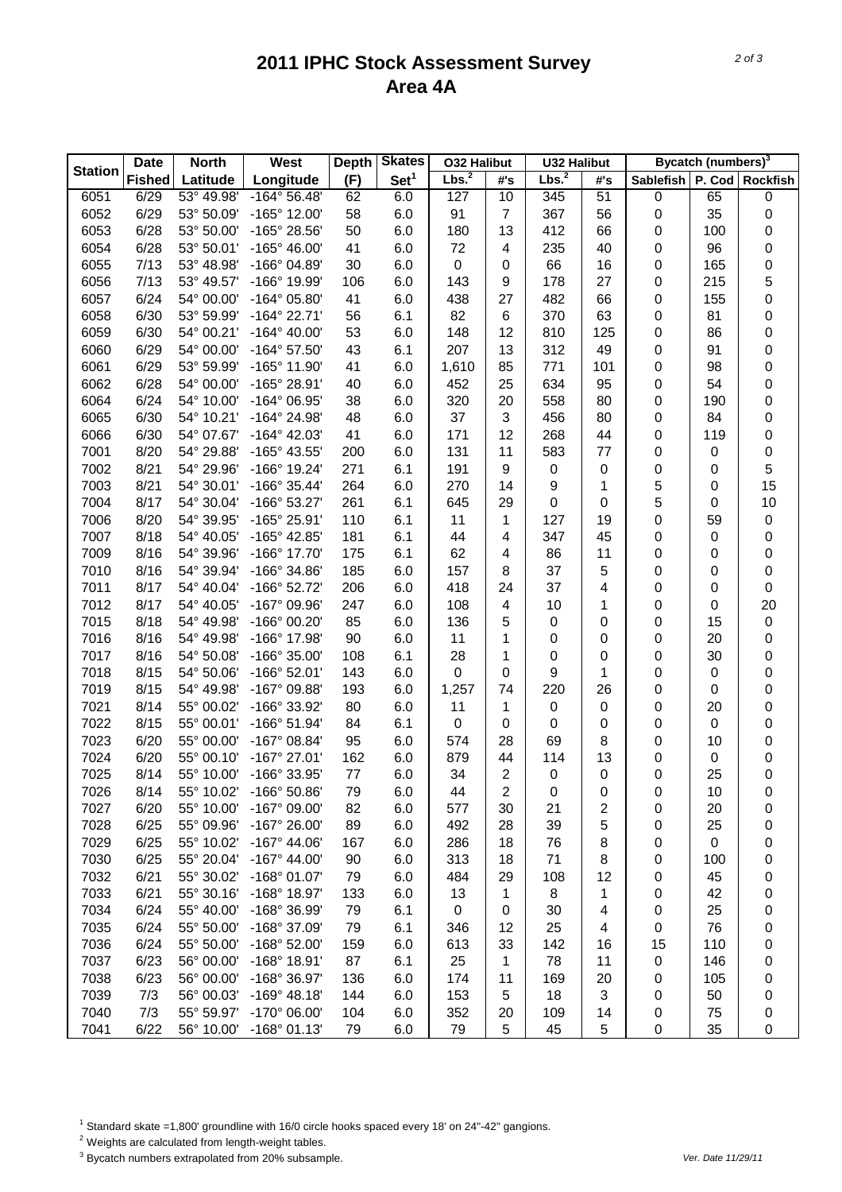# 2011 IPHC Stock Assessment Survey
# Area 4A

| Station | Date Fished | North Latitude | West Longitude | Depth (F) | Skates Set[1] | O32 Halibut Lbs.[2] | O32 Halibut #'s | U32 Halibut Lbs.[2] | U32 Halibut #'s | Bycatch (numbers)[3] Sablefish | P. Cod | Rockfish |
|---|---|---|---|---|---|---|---|---|---|---|---|---|
| 6051 | 6/29 | 53° 49.98' | -164° 56.48' | 62 | 6.0 | 127 | 10 | 345 | 51 | 0 | 65 | 0 |
| 6052 | 6/29 | 53° 50.09' | -165° 12.00' | 58 | 6.0 | 91 | 7 | 367 | 56 | 0 | 35 | 0 |
| 6053 | 6/28 | 53° 50.00' | -165° 28.56' | 50 | 6.0 | 180 | 13 | 412 | 66 | 0 | 100 | 0 |
| 6054 | 6/28 | 53° 50.01' | -165° 46.00' | 41 | 6.0 | 72 | 4 | 235 | 40 | 0 | 96 | 0 |
| 6055 | 7/13 | 53° 48.98' | -166° 04.89' | 30 | 6.0 | 0 | 0 | 66 | 16 | 0 | 165 | 0 |
| 6056 | 7/13 | 53° 49.57' | -166° 19.99' | 106 | 6.0 | 143 | 9 | 178 | 27 | 0 | 215 | 5 |
| 6057 | 6/24 | 54° 00.00' | -164° 05.80' | 41 | 6.0 | 438 | 27 | 482 | 66 | 0 | 155 | 0 |
| 6058 | 6/30 | 53° 59.99' | -164° 22.71' | 56 | 6.1 | 82 | 6 | 370 | 63 | 0 | 81 | 0 |
| 6059 | 6/30 | 54° 00.21' | -164° 40.00' | 53 | 6.0 | 148 | 12 | 810 | 125 | 0 | 86 | 0 |
| 6060 | 6/29 | 54° 00.00' | -164° 57.50' | 43 | 6.1 | 207 | 13 | 312 | 49 | 0 | 91 | 0 |
| 6061 | 6/29 | 53° 59.99' | -165° 11.90' | 41 | 6.0 | 1,610 | 85 | 771 | 101 | 0 | 98 | 0 |
| 6062 | 6/28 | 54° 00.00' | -165° 28.91' | 40 | 6.0 | 452 | 25 | 634 | 95 | 0 | 54 | 0 |
| 6064 | 6/24 | 54° 10.00' | -164° 06.95' | 38 | 6.0 | 320 | 20 | 558 | 80 | 0 | 190 | 0 |
| 6065 | 6/30 | 54° 10.21' | -164° 24.98' | 48 | 6.0 | 37 | 3 | 456 | 80 | 0 | 84 | 0 |
| 6066 | 6/30 | 54° 07.67' | -164° 42.03' | 41 | 6.0 | 171 | 12 | 268 | 44 | 0 | 119 | 0 |
| 7001 | 8/20 | 54° 29.88' | -165° 43.55' | 200 | 6.0 | 131 | 11 | 583 | 77 | 0 | 0 | 0 |
| 7002 | 8/21 | 54° 29.96' | -166° 19.24' | 271 | 6.1 | 191 | 9 | 0 | 0 | 0 | 0 | 5 |
| 7003 | 8/21 | 54° 30.01' | -166° 35.44' | 264 | 6.0 | 270 | 14 | 9 | 1 | 5 | 0 | 15 |
| 7004 | 8/17 | 54° 30.04' | -166° 53.27' | 261 | 6.1 | 645 | 29 | 0 | 0 | 5 | 0 | 10 |
| 7006 | 8/20 | 54° 39.95' | -165° 25.91' | 110 | 6.1 | 11 | 1 | 127 | 19 | 0 | 59 | 0 |
| 7007 | 8/18 | 54° 40.05' | -165° 42.85' | 181 | 6.1 | 44 | 4 | 347 | 45 | 0 | 0 | 0 |
| 7009 | 8/16 | 54° 39.96' | -166° 17.70' | 175 | 6.1 | 62 | 4 | 86 | 11 | 0 | 0 | 0 |
| 7010 | 8/16 | 54° 39.94' | -166° 34.86' | 185 | 6.0 | 157 | 8 | 37 | 5 | 0 | 0 | 0 |
| 7011 | 8/17 | 54° 40.04' | -166° 52.72' | 206 | 6.0 | 418 | 24 | 37 | 4 | 0 | 0 | 0 |
| 7012 | 8/17 | 54° 40.05' | -167° 09.96' | 247 | 6.0 | 108 | 4 | 10 | 1 | 0 | 0 | 20 |
| 7015 | 8/18 | 54° 49.98' | -166° 00.20' | 85 | 6.0 | 136 | 5 | 0 | 0 | 0 | 15 | 0 |
| 7016 | 8/16 | 54° 49.98' | -166° 17.98' | 90 | 6.0 | 11 | 1 | 0 | 0 | 0 | 20 | 0 |
| 7017 | 8/16 | 54° 50.08' | -166° 35.00' | 108 | 6.1 | 28 | 1 | 0 | 0 | 0 | 30 | 0 |
| 7018 | 8/15 | 54° 50.06' | -166° 52.01' | 143 | 6.0 | 0 | 0 | 9 | 1 | 0 | 0 | 0 |
| 7019 | 8/15 | 54° 49.98' | -167° 09.88' | 193 | 6.0 | 1,257 | 74 | 220 | 26 | 0 | 0 | 0 |
| 7021 | 8/14 | 55° 00.02' | -166° 33.92' | 80 | 6.0 | 11 | 1 | 0 | 0 | 0 | 20 | 0 |
| 7022 | 8/15 | 55° 00.01' | -166° 51.94' | 84 | 6.1 | 0 | 0 | 0 | 0 | 0 | 0 | 0 |
| 7023 | 6/20 | 55° 00.00' | -167° 08.84' | 95 | 6.0 | 574 | 28 | 69 | 8 | 0 | 10 | 0 |
| 7024 | 6/20 | 55° 00.10' | -167° 27.01' | 162 | 6.0 | 879 | 44 | 114 | 13 | 0 | 0 | 0 |
| 7025 | 8/14 | 55° 10.00' | -166° 33.95' | 77 | 6.0 | 34 | 2 | 0 | 0 | 0 | 25 | 0 |
| 7026 | 8/14 | 55° 10.02' | -166° 50.86' | 79 | 6.0 | 44 | 2 | 0 | 0 | 0 | 10 | 0 |
| 7027 | 6/20 | 55° 10.00' | -167° 09.00' | 82 | 6.0 | 577 | 30 | 21 | 2 | 0 | 20 | 0 |
| 7028 | 6/25 | 55° 09.96' | -167° 26.00' | 89 | 6.0 | 492 | 28 | 39 | 5 | 0 | 25 | 0 |
| 7029 | 6/25 | 55° 10.02' | -167° 44.06' | 167 | 6.0 | 286 | 18 | 76 | 8 | 0 | 0 | 0 |
| 7030 | 6/25 | 55° 20.04' | -167° 44.00' | 90 | 6.0 | 313 | 18 | 71 | 8 | 0 | 100 | 0 |
| 7032 | 6/21 | 55° 30.02' | -168° 01.07' | 79 | 6.0 | 484 | 29 | 108 | 12 | 0 | 45 | 0 |
| 7033 | 6/21 | 55° 30.16' | -168° 18.97' | 133 | 6.0 | 13 | 1 | 8 | 1 | 0 | 42 | 0 |
| 7034 | 6/24 | 55° 40.00' | -168° 36.99' | 79 | 6.1 | 0 | 0 | 30 | 4 | 0 | 25 | 0 |
| 7035 | 6/24 | 55° 50.00' | -168° 37.09' | 79 | 6.1 | 346 | 12 | 25 | 4 | 0 | 76 | 0 |
| 7036 | 6/24 | 55° 50.00' | -168° 52.00' | 159 | 6.0 | 613 | 33 | 142 | 16 | 15 | 110 | 0 |
| 7037 | 6/23 | 56° 00.00' | -168° 18.91' | 87 | 6.1 | 25 | 1 | 78 | 11 | 0 | 146 | 0 |
| 7038 | 6/23 | 56° 00.00' | -168° 36.97' | 136 | 6.0 | 174 | 11 | 169 | 20 | 0 | 105 | 0 |
| 7039 | 7/3 | 56° 00.03' | -169° 48.18' | 144 | 6.0 | 153 | 5 | 18 | 3 | 0 | 50 | 0 |
| 7040 | 7/3 | 55° 59.97' | -170° 06.00' | 104 | 6.0 | 352 | 20 | 109 | 14 | 0 | 75 | 0 |
| 7041 | 6/22 | 56° 10.00' | -168° 01.13' | 79 | 6.0 | 79 | 5 | 45 | 5 | 0 | 35 | 0 |

[1] Standard skate =1,800' groundline with 16/0 circle hooks spaced every 18' on 24"-42" gangions.

[2] Weights are calculated from length-weight tables.

[3] Bycatch numbers extrapolated from 20% subsample.

*Ver. Date 11/29/11*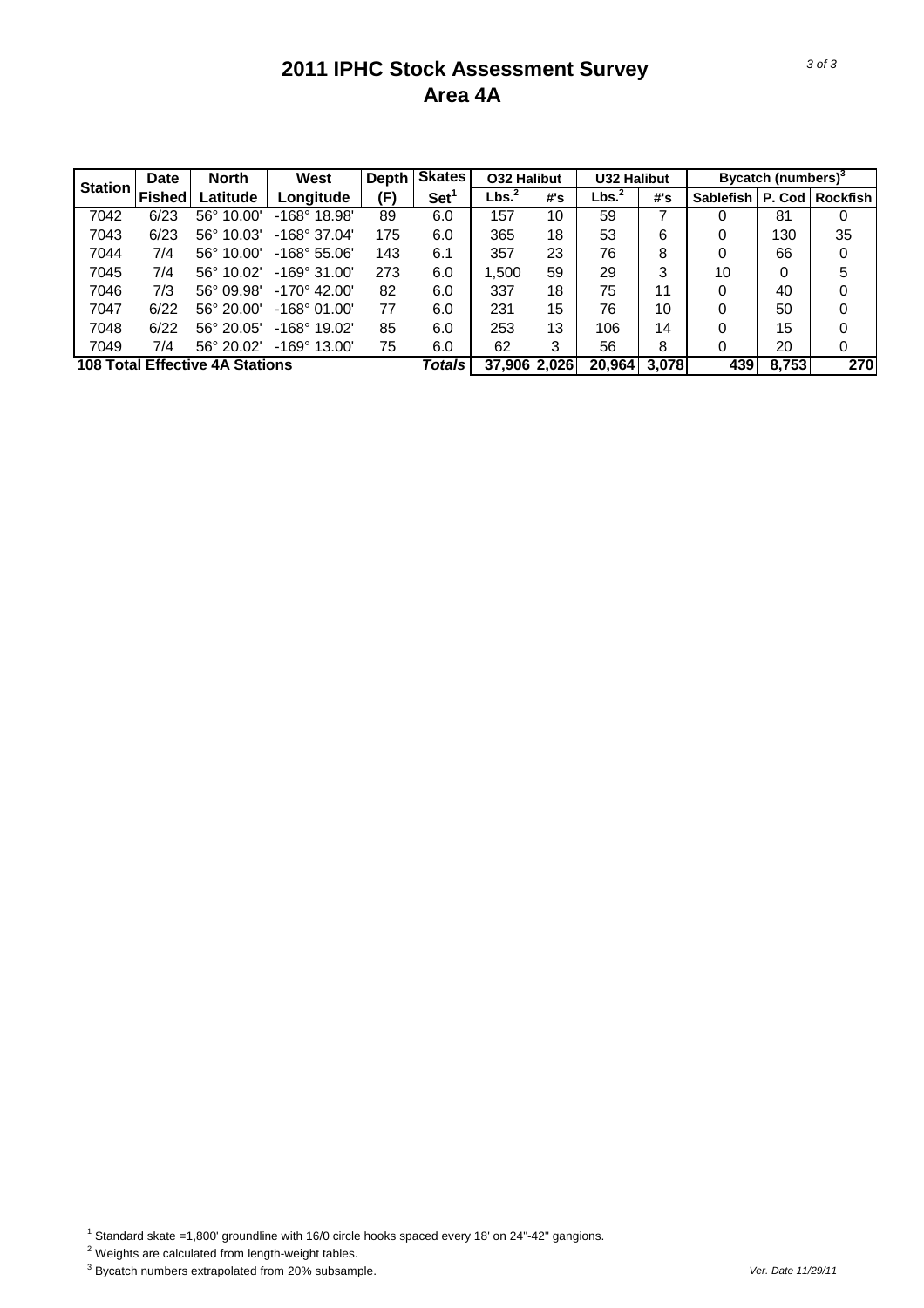# 2011 IPHC Stock Assessment Survey
## Area 4A

| Station | Date Fished | North Latitude | West Longitude | Depth (F) | Skates Set[1] | O32 Halibut | | U32 Halibut | | Bycatch (numbers)[3] | | |
|---|---|---|---|---|---|---|---|---|---|---|---|---|
| | | | | | | Lbs.[2] | #'s | Lbs.[2] | #'s | Sablefish | P. Cod | Rockfish |
| 7042 | 6/23 | 56° 10.00' | -168° 18.98' | 89 | 6.0 | 157 | 10 | 59 | 7 | 0 | 81 | 0 |
| 7043 | 6/23 | 56° 10.03' | -168° 37.04' | 175 | 6.0 | 365 | 18 | 53 | 6 | 0 | 130 | 35 |
| 7044 | 7/4 | 56° 10.00' | -168° 55.06' | 143 | 6.1 | 357 | 23 | 76 | 8 | 0 | 66 | 0 |
| 7045 | 7/4 | 56° 10.02' | -169° 31.00' | 273 | 6.0 | 1,500 | 59 | 29 | 3 | 10 | 0 | 5 |
| 7046 | 7/3 | 56° 09.98' | -170° 42.00' | 82 | 6.0 | 337 | 18 | 75 | 11 | 0 | 40 | 0 |
| 7047 | 6/22 | 56° 20.00' | -168° 01.00' | 77 | 6.0 | 231 | 15 | 76 | 10 | 0 | 50 | 0 |
| 7048 | 6/22 | 56° 20.05' | -168° 19.02' | 85 | 6.0 | 253 | 13 | 106 | 14 | 0 | 15 | 0 |
| 7049 | 7/4 | 56° 20.02' | -169° 13.00' | 75 | 6.0 | 62 | 3 | 56 | 8 | 0 | 20 | 0 |
| **108 Total Effective 4A Stations** | | | | | ***Totals*** | **37,906** | **2,026** | **20,964** | **3,078** | **439** | **8,753** | **270** |

[1] Standard skate =1,800' groundline with 16/0 circle hooks spaced every 18' on 24"-42" gangions.

[2] Weights are calculated from length-weight tables.

[3] Bycatch numbers extrapolated from 20% subsample.

*Ver. Date 11/29/11*